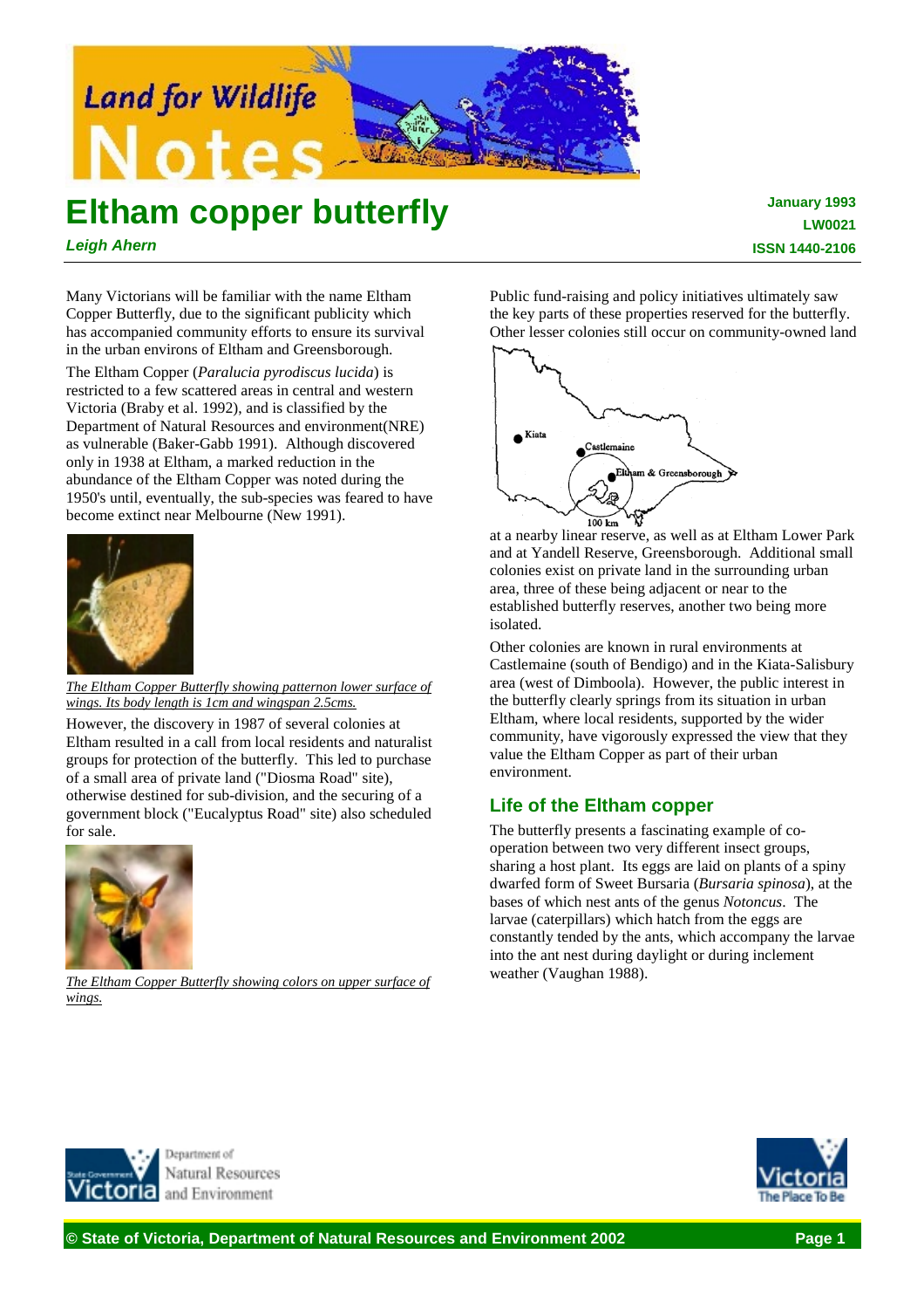# Eltham copper butterfly

***Leigh Ahern***

**January 1993**
**LW0021**
**ISSN 1440-2106**

Many Victorians will be familiar with the name Eltham Copper Butterfly, due to the significant publicity which has accompanied community efforts to ensure its survival in the urban environs of Eltham and Greensborough.

The Eltham Copper (*Paralucia pyrodiscus lucida*) is restricted to a few scattered areas in central and western Victoria (Braby et al. 1992), and is classified by the Department of Natural Resources and environment(NRE) as vulnerable (Baker-Gabb 1991). Although discovered only in 1938 at Eltham, a marked reduction in the abundance of the Eltham Copper was noted during the 1950's until, eventually, the sub-species was feared to have become extinct near Melbourne (New 1991).

*The Eltham Copper Butterfly showing patternon lower surface of wings. Its body length is 1cm and wingspan 2.5cms.*

However, the discovery in 1987 of several colonies at Eltham resulted in a call from local residents and naturalist groups for protection of the butterfly. This led to purchase of a small area of private land ("Diosma Road" site), otherwise destined for sub-division, and the securing of a government block ("Eucalyptus Road" site) also scheduled for sale.

*The Eltham Copper Butterfly showing colors on upper surface of wings.*

Public fund-raising and policy initiatives ultimately saw the key parts of these properties reserved for the butterfly. Other lesser colonies still occur on community-owned land at a nearby linear reserve, as well as at Eltham Lower Park and at Yandell Reserve, Greensborough. Additional small colonies exist on private land in the surrounding urban area, three of these being adjacent or near to the established butterfly reserves, another two being more isolated.

Other colonies are known in rural environments at Castlemaine (south of Bendigo) and in the Kiata-Salisbury area (west of Dimboola). However, the public interest in the butterfly clearly springs from its situation in urban Eltham, where local residents, supported by the wider community, have vigorously expressed the view that they value the Eltham Copper as part of their urban environment.

## Life of the Eltham copper

The butterfly presents a fascinating example of co-operation between two very different insect groups, sharing a host plant. Its eggs are laid on plants of a spiny dwarfed form of Sweet Bursaria (*Bursaria spinosa*), at the bases of which nest ants of the genus *Notoncus*. The larvae (caterpillars) which hatch from the eggs are constantly tended by the ants, which accompany the larvae into the ant nest during daylight or during inclement weather (Vaughan 1988).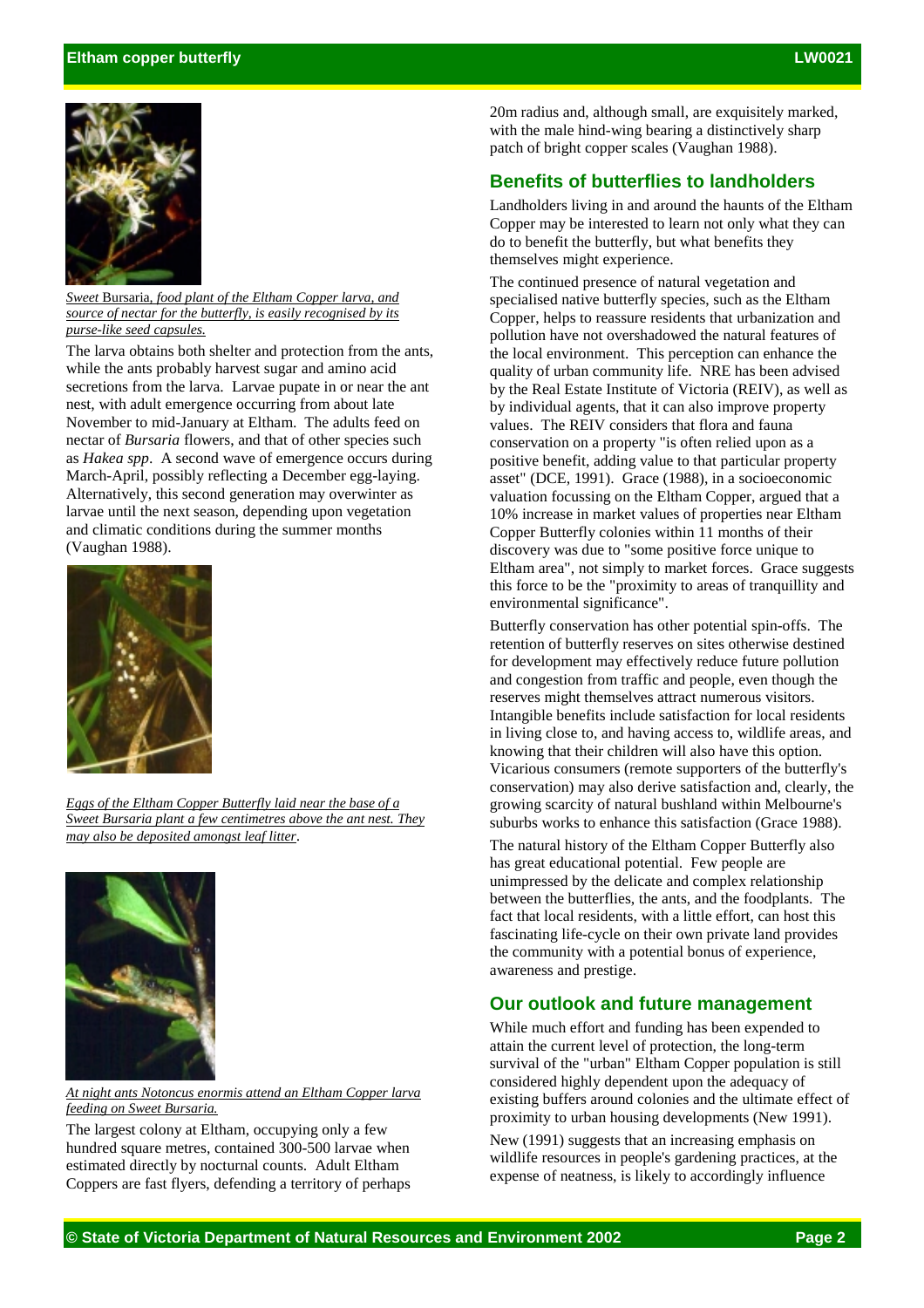*Sweet* Bursaria, *food plant of the Eltham Copper larva, and source of nectar for the butterfly, is easily recognised by its purse-like seed capsules.*

The larva obtains both shelter and protection from the ants, while the ants probably harvest sugar and amino acid secretions from the larva. Larvae pupate in or near the ant nest, with adult emergence occurring from about late November to mid-January at Eltham. The adults feed on nectar of *Bursaria* flowers, and that of other species such as *Hakea spp*. A second wave of emergence occurs during March-April, possibly reflecting a December egg-laying. Alternatively, this second generation may overwinter as larvae until the next season, depending upon vegetation and climatic conditions during the summer months (Vaughan 1988).

*Eggs of the Eltham Copper Butterfly laid near the base of a Sweet Bursaria plant a few centimetres above the ant nest. They may also be deposited amongst leaf litter.*

*At night ants Notoncus enormis attend an Eltham Copper larva feeding on Sweet Bursaria.*

The largest colony at Eltham, occupying only a few hundred square metres, contained 300-500 larvae when estimated directly by nocturnal counts. Adult Eltham Coppers are fast flyers, defending a territory of perhaps 20m radius and, although small, are exquisitely marked, with the male hind-wing bearing a distinctively sharp patch of bright copper scales (Vaughan 1988).

## Benefits of butterflies to landholders

Landholders living in and around the haunts of the Eltham Copper may be interested to learn not only what they can do to benefit the butterfly, but what benefits they themselves might experience.

The continued presence of natural vegetation and specialised native butterfly species, such as the Eltham Copper, helps to reassure residents that urbanization and pollution have not overshadowed the natural features of the local environment. This perception can enhance the quality of urban community life. NRE has been advised by the Real Estate Institute of Victoria (REIV), as well as by individual agents, that it can also improve property values. The REIV considers that flora and fauna conservation on a property "is often relied upon as a positive benefit, adding value to that particular property asset" (DCE, 1991). Grace (1988), in a socioeconomic valuation focussing on the Eltham Copper, argued that a 10% increase in market values of properties near Eltham Copper Butterfly colonies within 11 months of their discovery was due to "some positive force unique to Eltham area", not simply to market forces. Grace suggests this force to be the "proximity to areas of tranquillity and environmental significance".

Butterfly conservation has other potential spin-offs. The retention of butterfly reserves on sites otherwise destined for development may effectively reduce future pollution and congestion from traffic and people, even though the reserves might themselves attract numerous visitors. Intangible benefits include satisfaction for local residents in living close to, and having access to, wildlife areas, and knowing that their children will also have this option. Vicarious consumers (remote supporters of the butterfly's conservation) may also derive satisfaction and, clearly, the growing scarcity of natural bushland within Melbourne's suburbs works to enhance this satisfaction (Grace 1988).

The natural history of the Eltham Copper Butterfly also has great educational potential. Few people are unimpressed by the delicate and complex relationship between the butterflies, the ants, and the foodplants. The fact that local residents, with a little effort, can host this fascinating life-cycle on their own private land provides the community with a potential bonus of experience, awareness and prestige.

## Our outlook and future management

While much effort and funding has been expended to attain the current level of protection, the long-term survival of the "urban" Eltham Copper population is still considered highly dependent upon the adequacy of existing buffers around colonies and the ultimate effect of proximity to urban housing developments (New 1991).

New (1991) suggests that an increasing emphasis on wildlife resources in people's gardening practices, at the expense of neatness, is likely to accordingly influence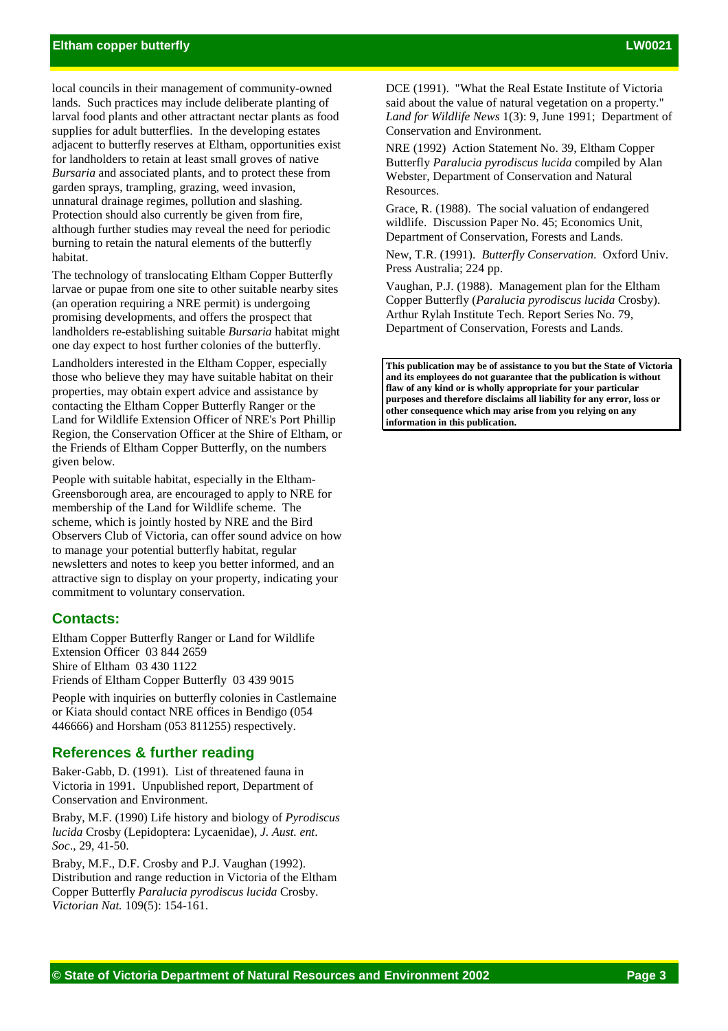local councils in their management of community-owned lands. Such practices may include deliberate planting of larval food plants and other attractant nectar plants as food supplies for adult butterflies. In the developing estates adjacent to butterfly reserves at Eltham, opportunities exist for landholders to retain at least small groves of native *Bursaria* and associated plants, and to protect these from garden sprays, trampling, grazing, weed invasion, unnatural drainage regimes, pollution and slashing. Protection should also currently be given from fire, although further studies may reveal the need for periodic burning to retain the natural elements of the butterfly habitat.

The technology of translocating Eltham Copper Butterfly larvae or pupae from one site to other suitable nearby sites (an operation requiring a NRE permit) is undergoing promising developments, and offers the prospect that landholders re-establishing suitable *Bursaria* habitat might one day expect to host further colonies of the butterfly.

Landholders interested in the Eltham Copper, especially those who believe they may have suitable habitat on their properties, may obtain expert advice and assistance by contacting the Eltham Copper Butterfly Ranger or the Land for Wildlife Extension Officer of NRE's Port Phillip Region, the Conservation Officer at the Shire of Eltham, or the Friends of Eltham Copper Butterfly, on the numbers given below.

People with suitable habitat, especially in the Eltham-Greensborough area, are encouraged to apply to NRE for membership of the Land for Wildlife scheme. The scheme, which is jointly hosted by NRE and the Bird Observers Club of Victoria, can offer sound advice on how to manage your potential butterfly habitat, regular newsletters and notes to keep you better informed, and an attractive sign to display on your property, indicating your commitment to voluntary conservation.

## Contacts:

Eltham Copper Butterfly Ranger or Land for Wildlife Extension Officer 03 844 2659
Shire of Eltham 03 430 1122
Friends of Eltham Copper Butterfly 03 439 9015

People with inquiries on butterfly colonies in Castlemaine or Kiata should contact NRE offices in Bendigo (054 446666) and Horsham (053 811255) respectively.

## References & further reading

Baker-Gabb, D. (1991). List of threatened fauna in Victoria in 1991. Unpublished report, Department of Conservation and Environment.

Braby, M.F. (1990) Life history and biology of *Pyrodiscus lucida* Crosby (Lepidoptera: Lycaenidae), *J. Aust. ent. Soc*., 29, 41-50.

Braby, M.F., D.F. Crosby and P.J. Vaughan (1992). Distribution and range reduction in Victoria of the Eltham Copper Butterfly *Paralucia pyrodiscus lucida* Crosby. *Victorian Nat.* 109(5): 154-161.

DCE (1991). "What the Real Estate Institute of Victoria said about the value of natural vegetation on a property." *Land for Wildlife News* 1(3): 9, June 1991; Department of Conservation and Environment.

NRE (1992) Action Statement No. 39, Eltham Copper Butterfly *Paralucia pyrodiscus lucida* compiled by Alan Webster, Department of Conservation and Natural Resources.

Grace, R. (1988). The social valuation of endangered wildlife. Discussion Paper No. 45; Economics Unit, Department of Conservation, Forests and Lands.

New, T.R. (1991). *Butterfly Conservation*. Oxford Univ. Press Australia; 224 pp.

Vaughan, P.J. (1988). Management plan for the Eltham Copper Butterfly (*Paralucia pyrodiscus lucida* Crosby). Arthur Rylah Institute Tech. Report Series No. 79, Department of Conservation, Forests and Lands.

**This publication may be of assistance to you but the State of Victoria and its employees do not guarantee that the publication is without flaw of any kind or is wholly appropriate for your particular purposes and therefore disclaims all liability for any error, loss or other consequence which may arise from you relying on any information in this publication.**